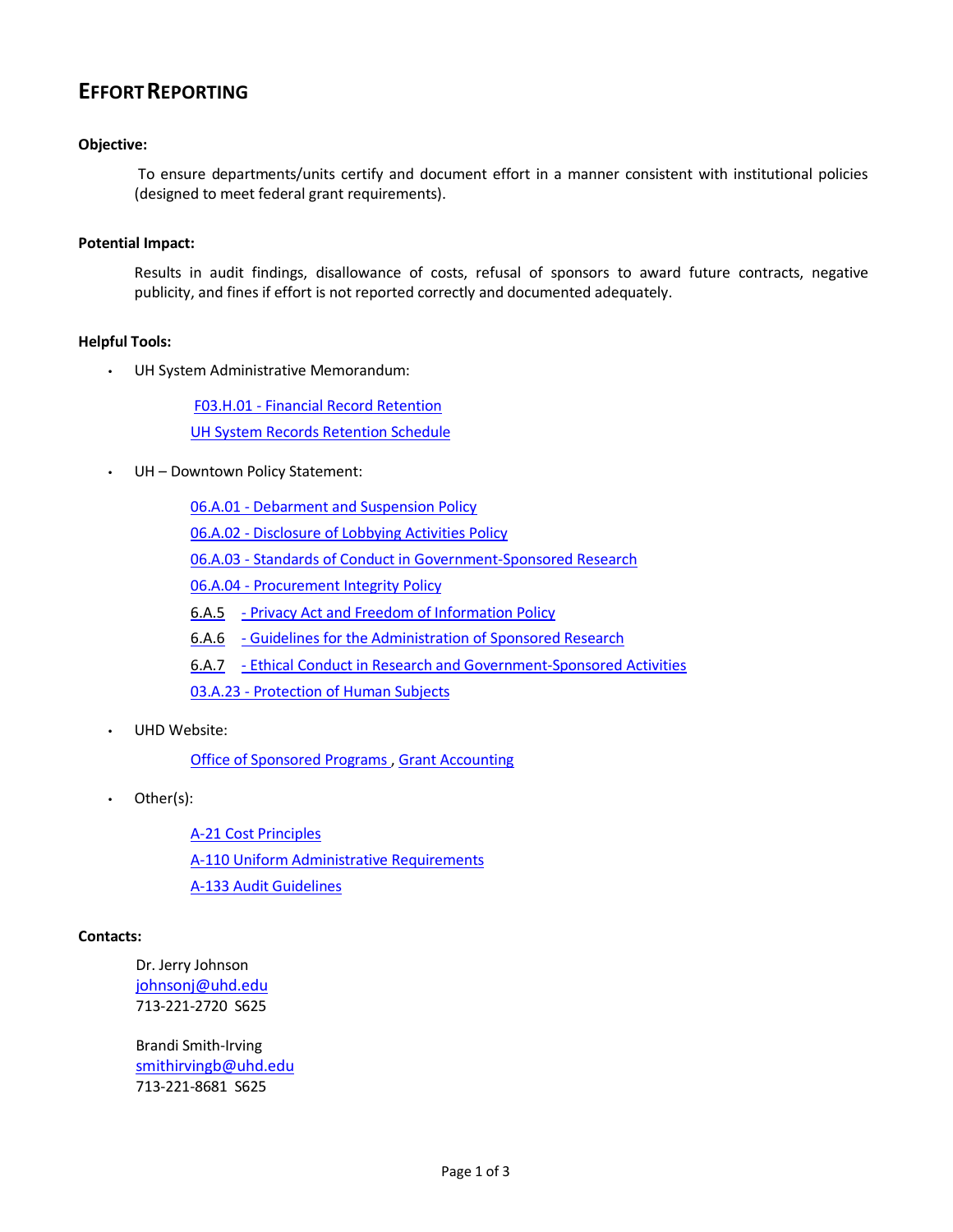# EFFORT REPORTING

**Objective:**

To ensure departments/units certify and document effort in a manner consistent with institutional policies (designed to meet federal grant requirements).

**Potential Impact:**

Results in audit findings, disallowance of costs, refusal of sponsors to award future contracts, negative publicity, and fines if effort is not reported correctly and documented adequately.

**Helpful Tools:**

- UH System Administrative Memorandum:

  F03.H.01 - Financial Record Retention
  
  UH System Records Retention Schedule

- UH – Downtown Policy Statement:

  06.A.01 - Debarment and Suspension Policy
  
  06.A.02 - Disclosure of Lobbying Activities Policy
  
  06.A.03 - Standards of Conduct in Government-Sponsored Research
  
  06.A.04 - Procurement Integrity Policy
  
  6.A.5 - Privacy Act and Freedom of Information Policy
  
  6.A.6 - Guidelines for the Administration of Sponsored Research
  
  6.A.7 - Ethical Conduct in Research and Government-Sponsored Activities
  
  03.A.23 - Protection of Human Subjects

- UHD Website:

  Office of Sponsored Programs , Grant Accounting

- Other(s):

  A-21 Cost Principles
  
  A-110 Uniform Administrative Requirements
  
  A-133 Audit Guidelines

**Contacts:**

Dr. Jerry Johnson
johnsonj@uhd.edu
713-221-2720 S625

Brandi Smith-Irving
smithirvingb@uhd.edu
713-221-8681 S625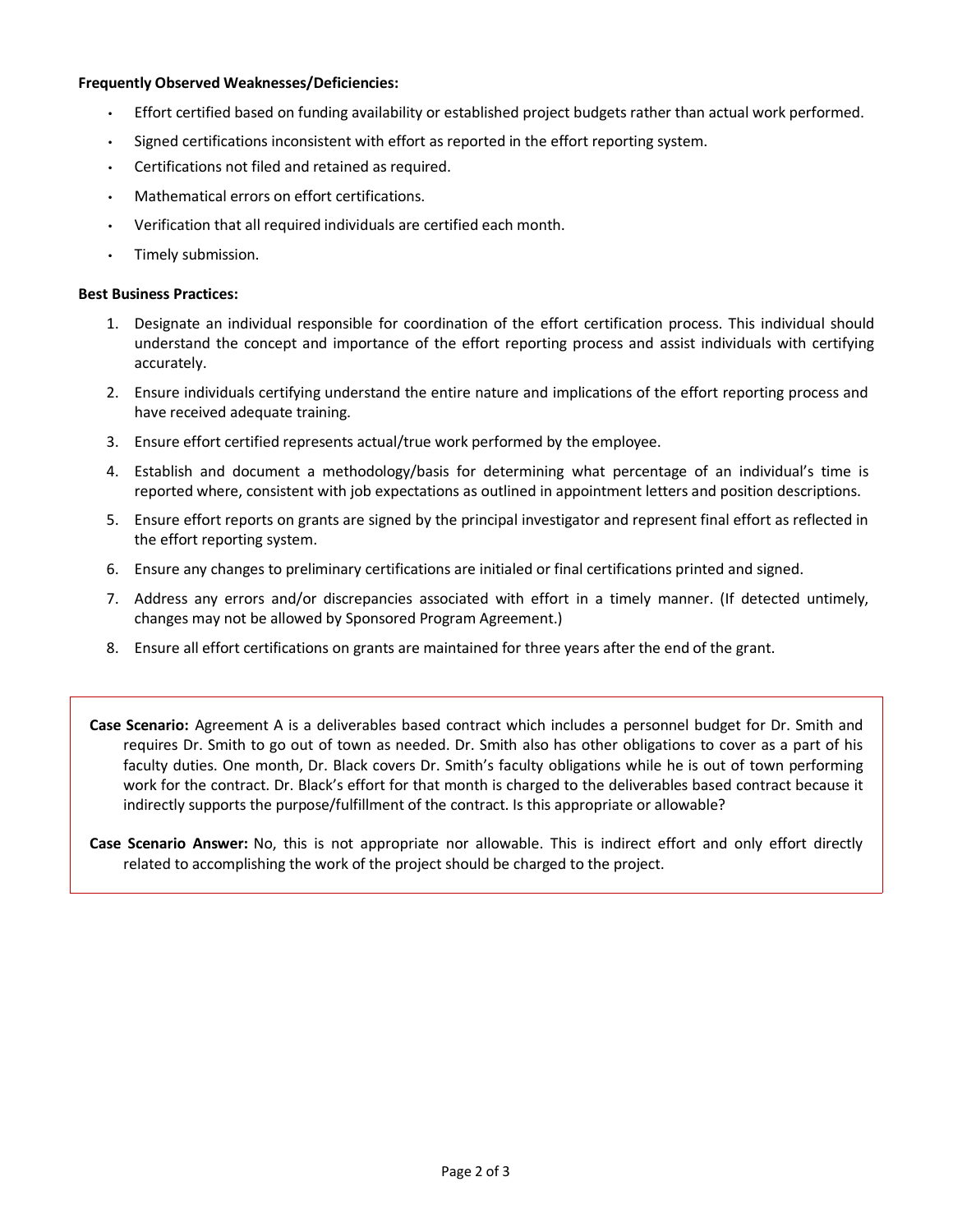**Frequently Observed Weaknesses/Deficiencies:**

- Effort certified based on funding availability or established project budgets rather than actual work performed.
- Signed certifications inconsistent with effort as reported in the effort reporting system.
- Certifications not filed and retained as required.
- Mathematical errors on effort certifications.
- Verification that all required individuals are certified each month.
- Timely submission.

**Best Business Practices:**

1. Designate an individual responsible for coordination of the effort certification process. This individual should understand the concept and importance of the effort reporting process and assist individuals with certifying accurately.
2. Ensure individuals certifying understand the entire nature and implications of the effort reporting process and have received adequate training.
3. Ensure effort certified represents actual/true work performed by the employee.
4. Establish and document a methodology/basis for determining what percentage of an individual's time is reported where, consistent with job expectations as outlined in appointment letters and position descriptions.
5. Ensure effort reports on grants are signed by the principal investigator and represent final effort as reflected in the effort reporting system.
6. Ensure any changes to preliminary certifications are initialed or final certifications printed and signed.
7. Address any errors and/or discrepancies associated with effort in a timely manner. (If detected untimely, changes may not be allowed by Sponsored Program Agreement.)
8. Ensure all effort certifications on grants are maintained for three years after the end of the grant.

**Case Scenario:** Agreement A is a deliverables based contract which includes a personnel budget for Dr. Smith and requires Dr. Smith to go out of town as needed. Dr. Smith also has other obligations to cover as a part of his faculty duties. One month, Dr. Black covers Dr. Smith's faculty obligations while he is out of town performing work for the contract. Dr. Black's effort for that month is charged to the deliverables based contract because it indirectly supports the purpose/fulfillment of the contract. Is this appropriate or allowable?

**Case Scenario Answer:** No, this is not appropriate nor allowable. This is indirect effort and only effort directly related to accomplishing the work of the project should be charged to the project.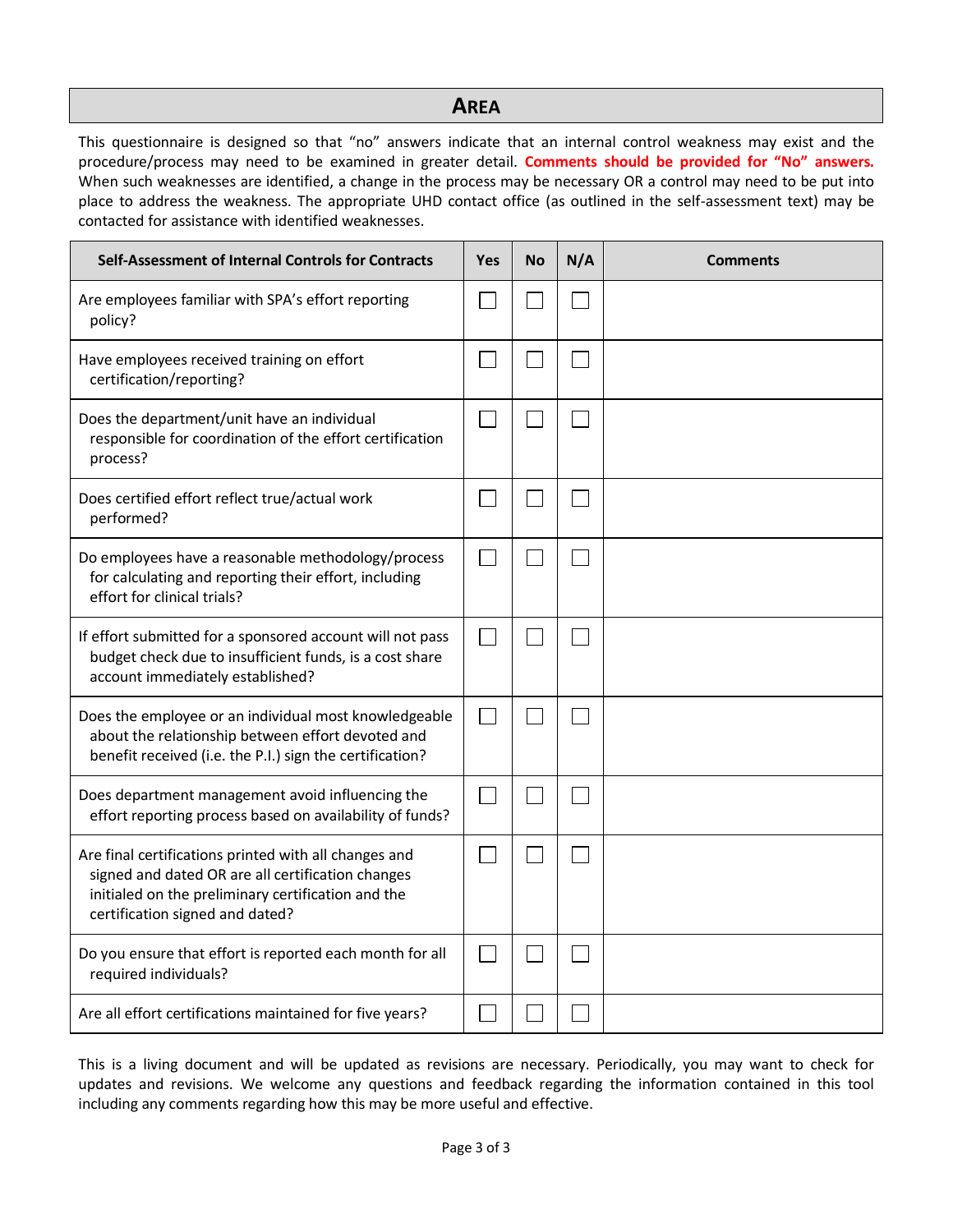## AREA

This questionnaire is designed so that "no" answers indicate that an internal control weakness may exist and the procedure/process may need to be examined in greater detail. **Comments should be provided for "No" answers.** When such weaknesses are identified, a change in the process may be necessary OR a control may need to be put into place to address the weakness. The appropriate UHD contact office (as outlined in the self-assessment text) may be contacted for assistance with identified weaknesses.

| Self-Assessment of Internal Controls for Contracts | Yes | No | N/A | Comments |
|---|---|---|---|---|
| Are employees familiar with SPA's effort reporting policy? | ☐ | ☐ | ☐ | |
| Have employees received training on effort certification/reporting? | ☐ | ☐ | ☐ | |
| Does the department/unit have an individual responsible for coordination of the effort certification process? | ☐ | ☐ | ☐ | |
| Does certified effort reflect true/actual work performed? | ☐ | ☐ | ☐ | |
| Do employees have a reasonable methodology/process for calculating and reporting their effort, including effort for clinical trials? | ☐ | ☐ | ☐ | |
| If effort submitted for a sponsored account will not pass budget check due to insufficient funds, is a cost share account immediately established? | ☐ | ☐ | ☐ | |
| Does the employee or an individual most knowledgeable about the relationship between effort devoted and benefit received (i.e. the P.I.) sign the certification? | ☐ | ☐ | ☐ | |
| Does department management avoid influencing the effort reporting process based on availability of funds? | ☐ | ☐ | ☐ | |
| Are final certifications printed with all changes and signed and dated OR are all certification changes initialed on the preliminary certification and the certification signed and dated? | ☐ | ☐ | ☐ | |
| Do you ensure that effort is reported each month for all required individuals? | ☐ | ☐ | ☐ | |
| Are all effort certifications maintained for five years? | ☐ | ☐ | ☐ | |

This is a living document and will be updated as revisions are necessary. Periodically, you may want to check for updates and revisions. We welcome any questions and feedback regarding the information contained in this tool including any comments regarding how this may be more useful and effective.